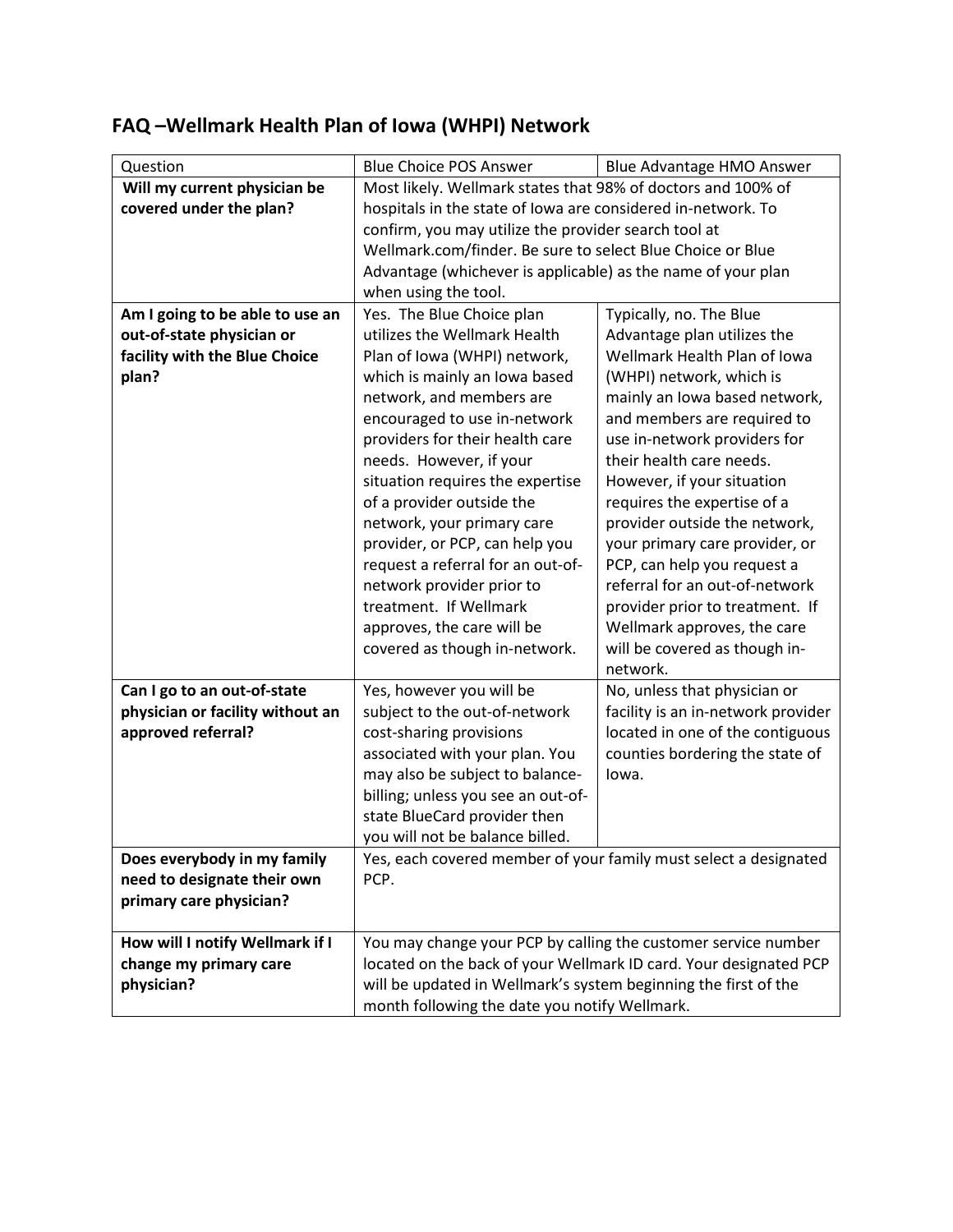## FAQ –Wellmark Health Plan of Iowa (WHPI) Network

| Question | Blue Choice POS Answer | Blue Advantage HMO Answer |
|---|---|---|
| **Will my current physician be covered under the plan?** | Most likely. Wellmark states that 98% of doctors and 100% of hospitals in the state of Iowa are considered in-network. To confirm, you may utilize the provider search tool at Wellmark.com/finder. Be sure to select Blue Choice or Blue Advantage (whichever is applicable) as the name of your plan when using the tool. | |
| **Am I going to be able to use an out-of-state physician or facility with the Blue Choice plan?** | Yes. The Blue Choice plan utilizes the Wellmark Health Plan of Iowa (WHPI) network, which is mainly an Iowa based network, and members are encouraged to use in-network providers for their health care needs. However, if your situation requires the expertise of a provider outside the network, your primary care provider, or PCP, can help you request a referral for an out-of-network provider prior to treatment. If Wellmark approves, the care will be covered as though in-network. | Typically, no. The Blue Advantage plan utilizes the Wellmark Health Plan of Iowa (WHPI) network, which is mainly an Iowa based network, and members are required to use in-network providers for their health care needs. However, if your situation requires the expertise of a provider outside the network, your primary care provider, or PCP, can help you request a referral for an out-of-network provider prior to treatment. If Wellmark approves, the care will be covered as though in-network. |
| **Can I go to an out-of-state physician or facility without an approved referral?** | Yes, however you will be subject to the out-of-network cost-sharing provisions associated with your plan. You may also be subject to balance-billing; unless you see an out-of-state BlueCard provider then you will not be balance billed. | No, unless that physician or facility is an in-network provider located in one of the contiguous counties bordering the state of Iowa. |
| **Does everybody in my family need to designate their own primary care physician?** | Yes, each covered member of your family must select a designated PCP. | |
| **How will I notify Wellmark if I change my primary care physician?** | You may change your PCP by calling the customer service number located on the back of your Wellmark ID card. Your designated PCP will be updated in Wellmark's system beginning the first of the month following the date you notify Wellmark. | |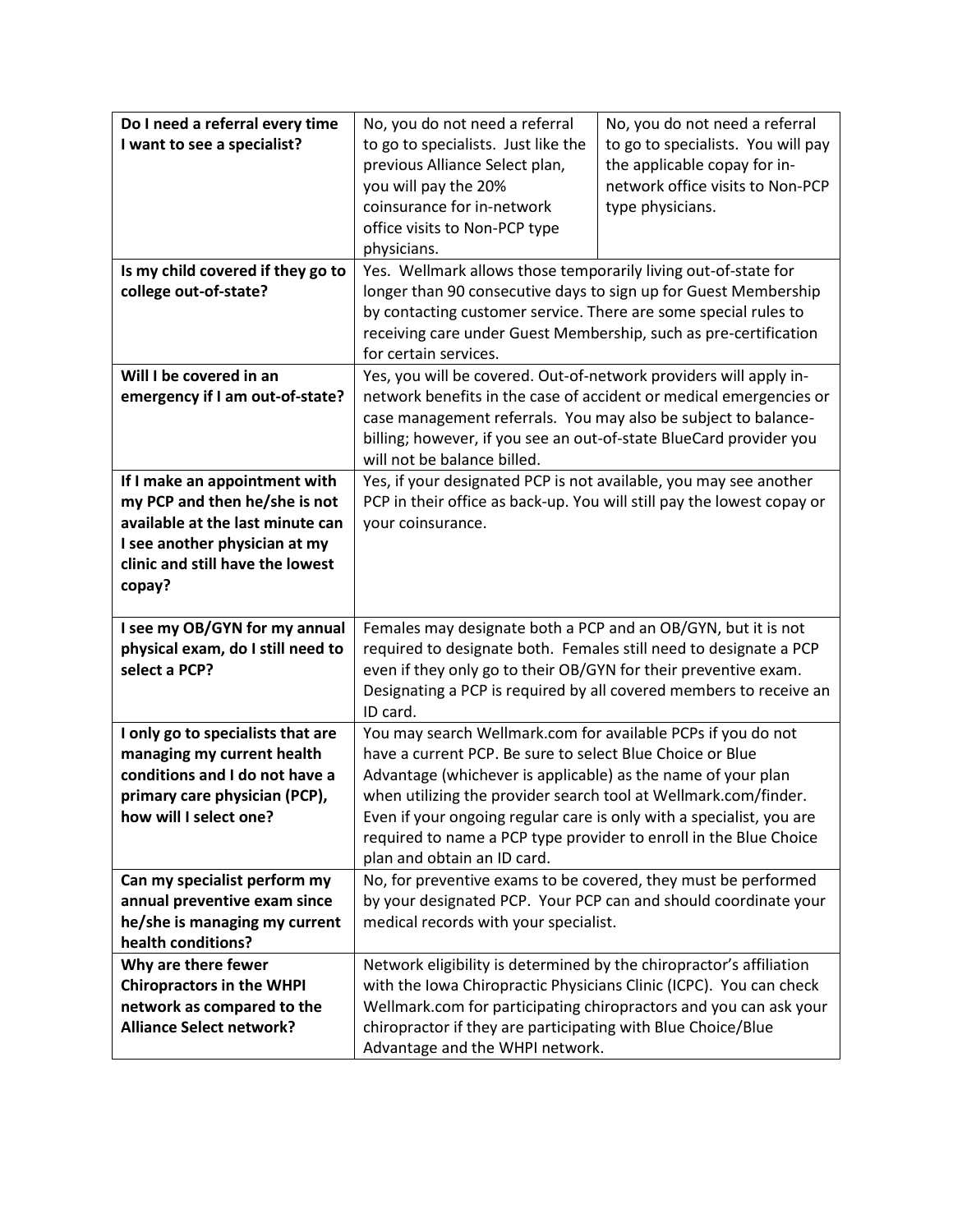| | | |
|---|---|---|
| **Do I need a referral every time I want to see a specialist?** | No, you do not need a referral to go to specialists. Just like the previous Alliance Select plan, you will pay the 20% coinsurance for in-network office visits to Non-PCP type physicians. | No, you do not need a referral to go to specialists. You will pay the applicable copay for in-network office visits to Non-PCP type physicians. |
| **Is my child covered if they go to college out-of-state?** | Yes. Wellmark allows those temporarily living out-of-state for longer than 90 consecutive days to sign up for Guest Membership by contacting customer service. There are some special rules to receiving care under Guest Membership, such as pre-certification for certain services. | |
| **Will I be covered in an emergency if I am out-of-state?** | Yes, you will be covered. Out-of-network providers will apply in-network benefits in the case of accident or medical emergencies or case management referrals. You may also be subject to balance-billing; however, if you see an out-of-state BlueCard provider you will not be balance billed. | |
| **If I make an appointment with my PCP and then he/she is not available at the last minute can I see another physician at my clinic and still have the lowest copay?** | Yes, if your designated PCP is not available, you may see another PCP in their office as back-up. You will still pay the lowest copay or your coinsurance. | |
| **I see my OB/GYN for my annual physical exam, do I still need to select a PCP?** | Females may designate both a PCP and an OB/GYN, but it is not required to designate both. Females still need to designate a PCP even if they only go to their OB/GYN for their preventive exam. Designating a PCP is required by all covered members to receive an ID card. | |
| **I only go to specialists that are managing my current health conditions and I do not have a primary care physician (PCP), how will I select one?** | You may search Wellmark.com for available PCPs if you do not have a current PCP. Be sure to select Blue Choice or Blue Advantage (whichever is applicable) as the name of your plan when utilizing the provider search tool at Wellmark.com/finder. Even if your ongoing regular care is only with a specialist, you are required to name a PCP type provider to enroll in the Blue Choice plan and obtain an ID card. | |
| **Can my specialist perform my annual preventive exam since he/she is managing my current health conditions?** | No, for preventive exams to be covered, they must be performed by your designated PCP. Your PCP can and should coordinate your medical records with your specialist. | |
| **Why are there fewer Chiropractors in the WHPI network as compared to the Alliance Select network?** | Network eligibility is determined by the chiropractor's affiliation with the Iowa Chiropractic Physicians Clinic (ICPC). You can check Wellmark.com for participating chiropractors and you can ask your chiropractor if they are participating with Blue Choice/Blue Advantage and the WHPI network. | |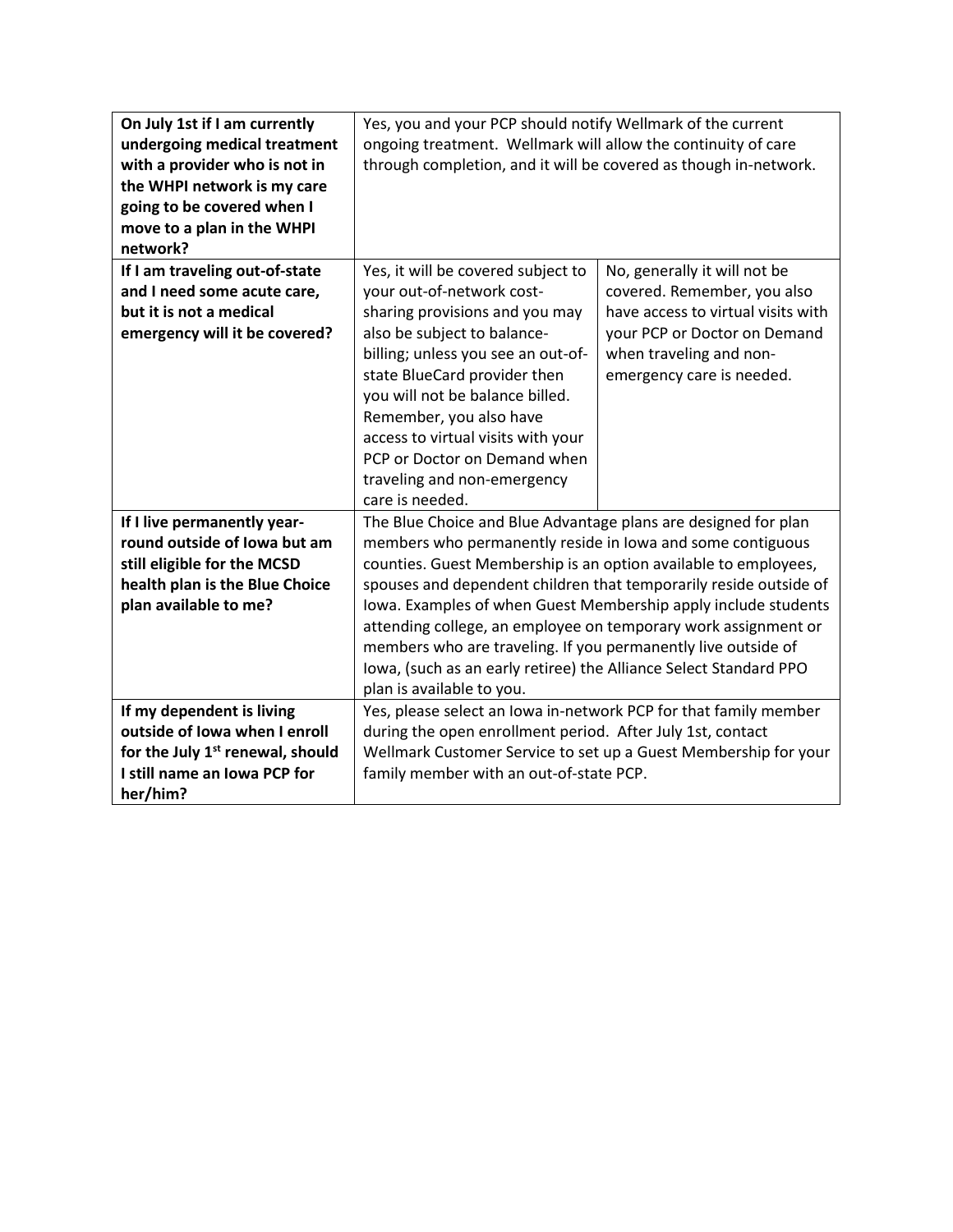| | | |
|---|---|---|
| **On July 1st if I am currently undergoing medical treatment with a provider who is not in the WHPI network is my care going to be covered when I move to a plan in the WHPI network?** | Yes, you and your PCP should notify Wellmark of the current ongoing treatment. Wellmark will allow the continuity of care through completion, and it will be covered as though in-network. | |
| **If I am traveling out-of-state and I need some acute care, but it is not a medical emergency will it be covered?** | Yes, it will be covered subject to your out-of-network cost-sharing provisions and you may also be subject to balance-billing; unless you see an out-of-state BlueCard provider then you will not be balance billed. Remember, you also have access to virtual visits with your PCP or Doctor on Demand when traveling and non-emergency care is needed. | No, generally it will not be covered. Remember, you also have access to virtual visits with your PCP or Doctor on Demand when traveling and non-emergency care is needed. |
| **If I live permanently year-round outside of Iowa but am still eligible for the MCSD health plan is the Blue Choice plan available to me?** | The Blue Choice and Blue Advantage plans are designed for plan members who permanently reside in Iowa and some contiguous counties. Guest Membership is an option available to employees, spouses and dependent children that temporarily reside outside of Iowa. Examples of when Guest Membership apply include students attending college, an employee on temporary work assignment or members who are traveling. If you permanently live outside of Iowa, (such as an early retiree) the Alliance Select Standard PPO plan is available to you. | |
| **If my dependent is living outside of Iowa when I enroll for the July 1st renewal, should I still name an Iowa PCP for her/him?** | Yes, please select an Iowa in-network PCP for that family member during the open enrollment period. After July 1st, contact Wellmark Customer Service to set up a Guest Membership for your family member with an out-of-state PCP. | |